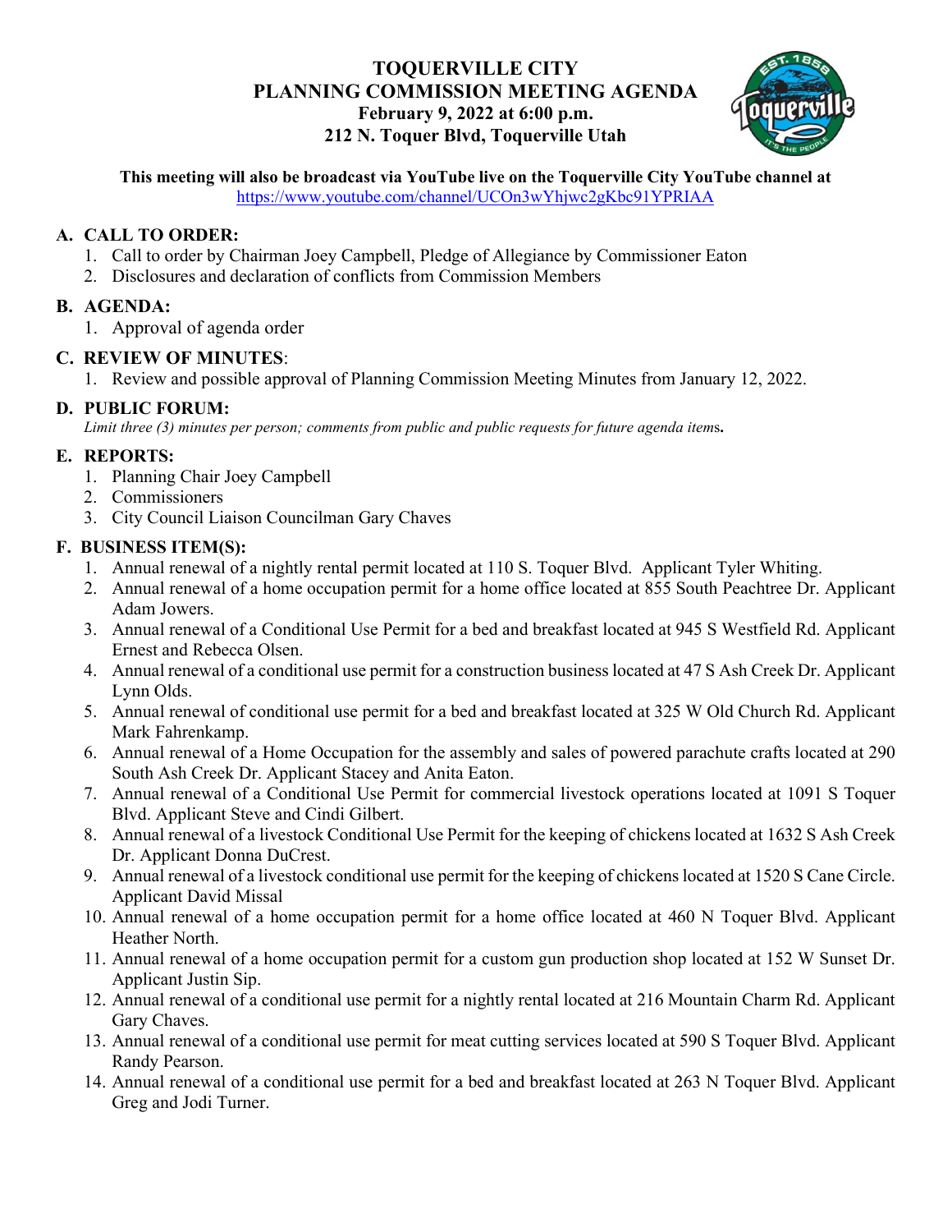# TOQUERVILLE CITY
## PLANNING COMMISSION MEETING AGENDA
**February 9, 2022 at 6:00 p.m.**
**212 N. Toquer Blvd, Toquerville Utah**

**This meeting will also be broadcast via YouTube live on the Toquerville City YouTube channel at** https://www.youtube.com/channel/UCOn3wYhjwc2gKbc91YPRIAA

### A. CALL TO ORDER:

1. Call to order by Chairman Joey Campbell, Pledge of Allegiance by Commissioner Eaton
2. Disclosures and declaration of conflicts from Commission Members

### B. AGENDA:

1. Approval of agenda order

### C. REVIEW OF MINUTES:

1. Review and possible approval of Planning Commission Meeting Minutes from January 12, 2022.

### D. PUBLIC FORUM:

*Limit three (3) minutes per person; comments from public and public requests for future agenda items*.

### E. REPORTS:

1. Planning Chair Joey Campbell
2. Commissioners
3. City Council Liaison Councilman Gary Chaves

### F. BUSINESS ITEM(S):

1. Annual renewal of a nightly rental permit located at 110 S. Toquer Blvd. Applicant Tyler Whiting.
2. Annual renewal of a home occupation permit for a home office located at 855 South Peachtree Dr. Applicant Adam Jowers.
3. Annual renewal of a Conditional Use Permit for a bed and breakfast located at 945 S Westfield Rd. Applicant Ernest and Rebecca Olsen.
4. Annual renewal of a conditional use permit for a construction business located at 47 S Ash Creek Dr. Applicant Lynn Olds.
5. Annual renewal of conditional use permit for a bed and breakfast located at 325 W Old Church Rd. Applicant Mark Fahrenkamp.
6. Annual renewal of a Home Occupation for the assembly and sales of powered parachute crafts located at 290 South Ash Creek Dr. Applicant Stacey and Anita Eaton.
7. Annual renewal of a Conditional Use Permit for commercial livestock operations located at 1091 S Toquer Blvd. Applicant Steve and Cindi Gilbert.
8. Annual renewal of a livestock Conditional Use Permit for the keeping of chickens located at 1632 S Ash Creek Dr. Applicant Donna DuCrest.
9. Annual renewal of a livestock conditional use permit for the keeping of chickens located at 1520 S Cane Circle. Applicant David Missal
10. Annual renewal of a home occupation permit for a home office located at 460 N Toquer Blvd. Applicant Heather North.
11. Annual renewal of a home occupation permit for a custom gun production shop located at 152 W Sunset Dr. Applicant Justin Sip.
12. Annual renewal of a conditional use permit for a nightly rental located at 216 Mountain Charm Rd. Applicant Gary Chaves.
13. Annual renewal of a conditional use permit for meat cutting services located at 590 S Toquer Blvd. Applicant Randy Pearson.
14. Annual renewal of a conditional use permit for a bed and breakfast located at 263 N Toquer Blvd. Applicant Greg and Jodi Turner.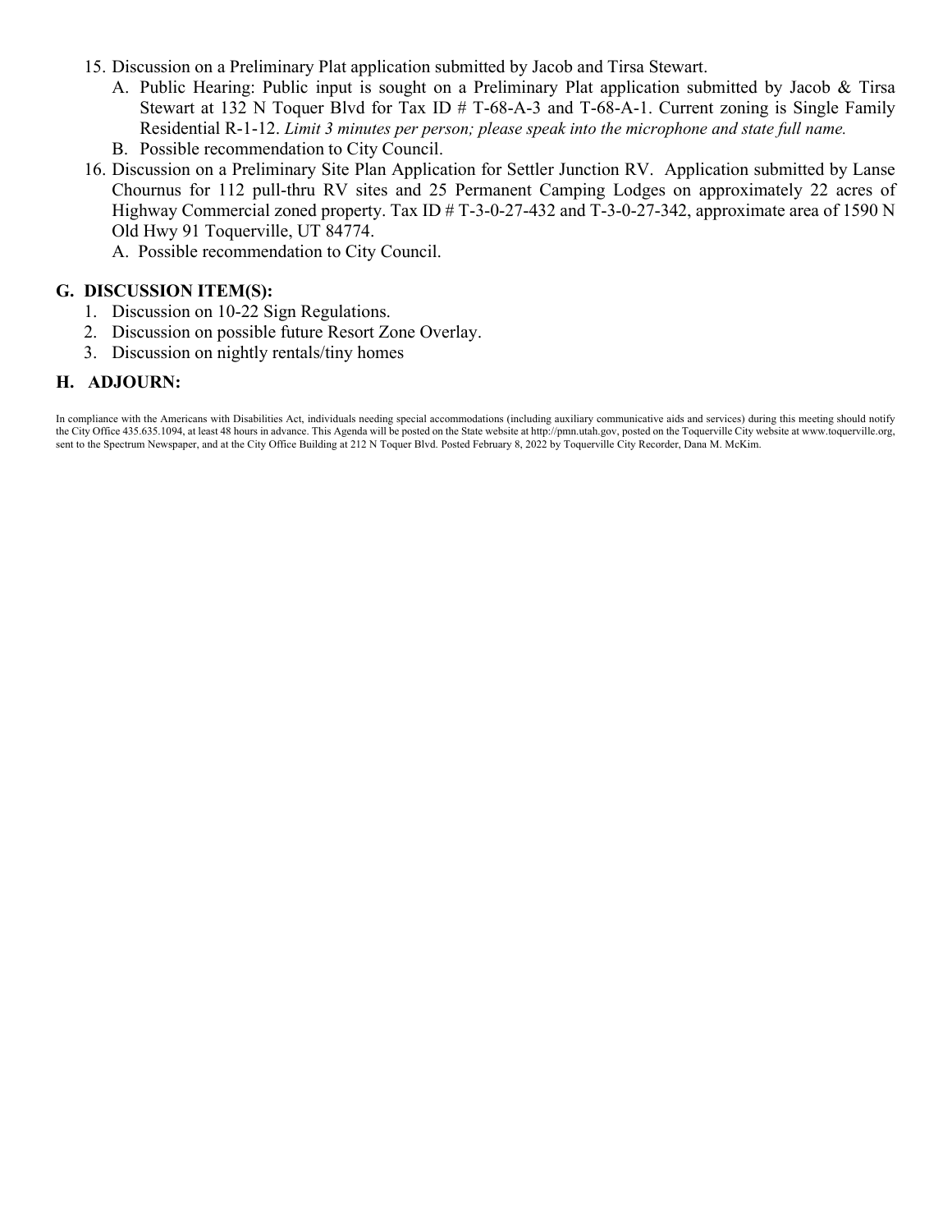15. Discussion on a Preliminary Plat application submitted by Jacob and Tirsa Stewart.
    A. Public Hearing: Public input is sought on a Preliminary Plat application submitted by Jacob & Tirsa Stewart at 132 N Toquer Blvd for Tax ID # T-68-A-3 and T-68-A-1. Current zoning is Single Family Residential R-1-12. *Limit 3 minutes per person; please speak into the microphone and state full name.*
    B. Possible recommendation to City Council.
16. Discussion on a Preliminary Site Plan Application for Settler Junction RV. Application submitted by Lanse Chournus for 112 pull-thru RV sites and 25 Permanent Camping Lodges on approximately 22 acres of Highway Commercial zoned property. Tax ID # T-3-0-27-432 and T-3-0-27-342, approximate area of 1590 N Old Hwy 91 Toquerville, UT 84774.
    A. Possible recommendation to City Council.

## G. DISCUSSION ITEM(S):

1. Discussion on 10-22 Sign Regulations.
2. Discussion on possible future Resort Zone Overlay.
3. Discussion on nightly rentals/tiny homes

## H. ADJOURN:

In compliance with the Americans with Disabilities Act, individuals needing special accommodations (including auxiliary communicative aids and services) during this meeting should notify the City Office 435.635.1094, at least 48 hours in advance. This Agenda will be posted on the State website at http://pmn.utah.gov, posted on the Toquerville City website at www.toquerville.org, sent to the Spectrum Newspaper, and at the City Office Building at 212 N Toquer Blvd. Posted February 8, 2022 by Toquerville City Recorder, Dana M. McKim.